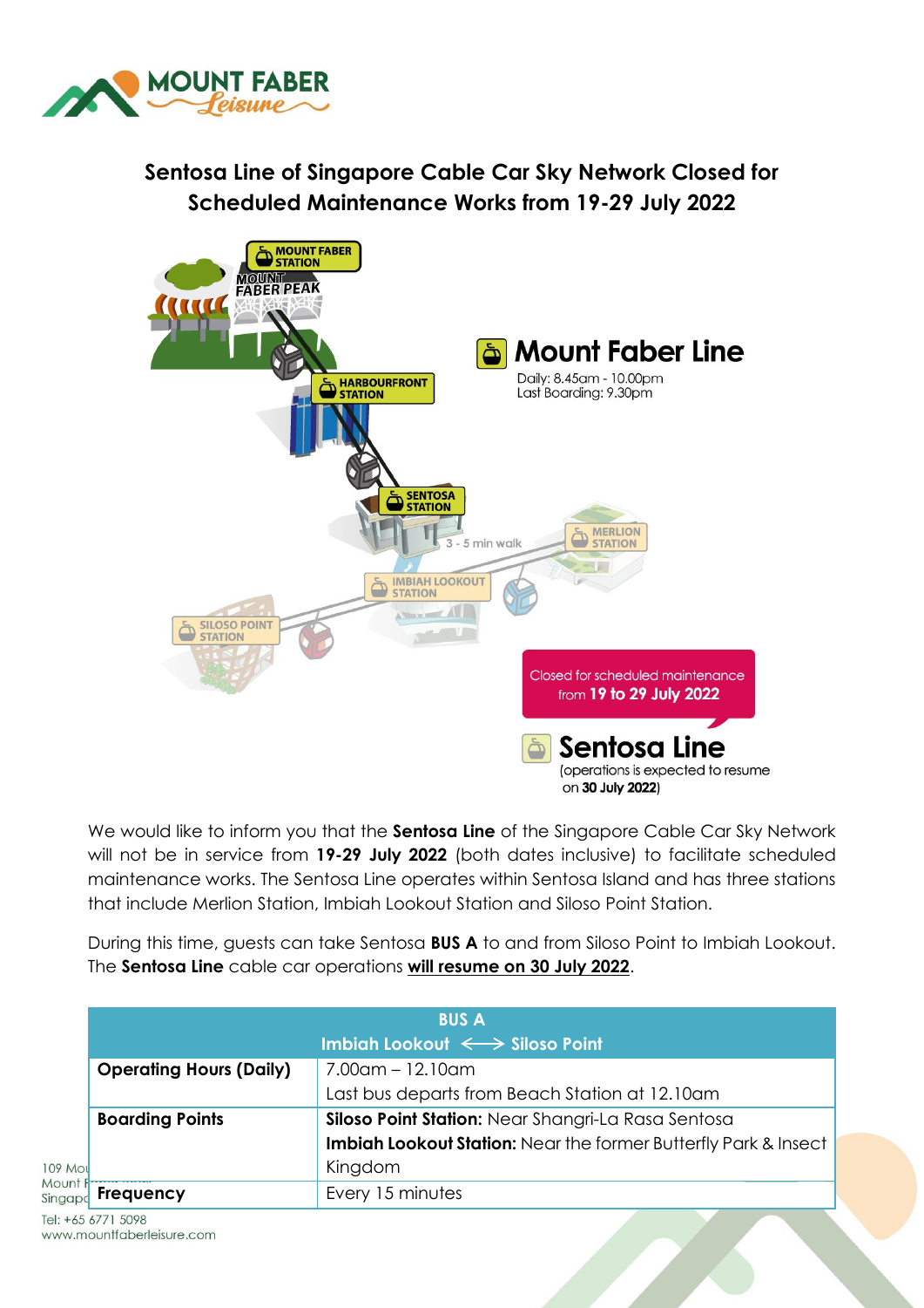# Sentosa Line of Singapore Cable Car Sky Network Closed for Scheduled Maintenance Works from 19-29 July 2022

We would like to inform you that the **Sentosa Line** of the Singapore Cable Car Sky Network will not be in service from **19-29 July 2022** (both dates inclusive) to facilitate scheduled maintenance works. The Sentosa Line operates within Sentosa Island and has three stations that include Merlion Station, Imbiah Lookout Station and Siloso Point Station.

During this time, guests can take Sentosa **BUS A** to and from Siloso Point to Imbiah Lookout. The **Sentosa Line** cable car operations **will resume on 30 July 2022**.

| BUS A<br>Imbiah Lookout ⟷ Siloso Point | |
|---|---|
| **Operating Hours (Daily)** | 7.00am – 12.10am<br>Last bus departs from Beach Station at 12.10am |
| **Boarding Points** | **Siloso Point Station:** Near Shangri-La Rasa Sentosa<br>**Imbiah Lookout Station:** Near the former Butterfly Park & Insect Kingdom |
| **Frequency** | Every 15 minutes |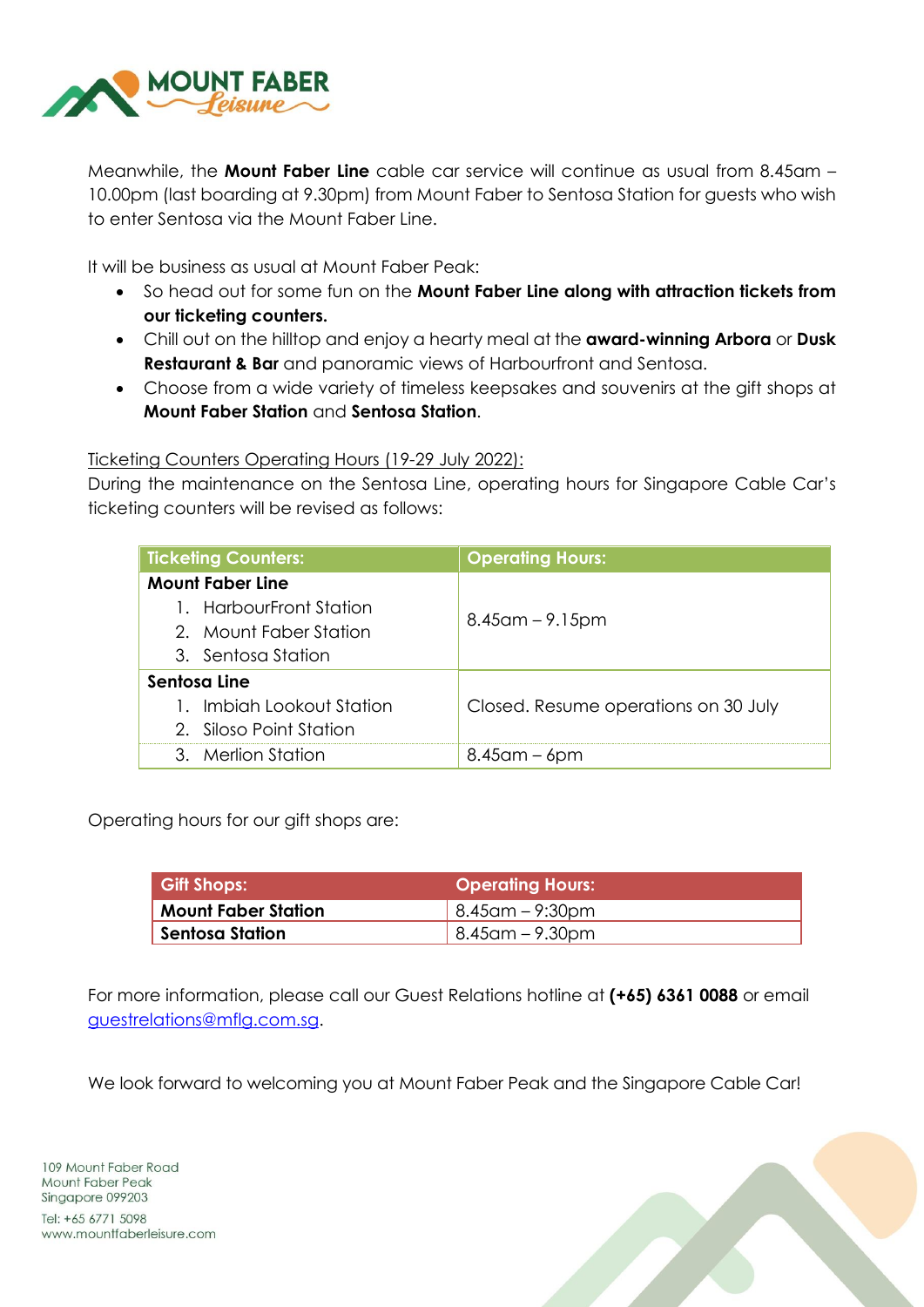Meanwhile, the **Mount Faber Line** cable car service will continue as usual from 8.45am – 10.00pm (last boarding at 9.30pm) from Mount Faber to Sentosa Station for guests who wish to enter Sentosa via the Mount Faber Line.

It will be business as usual at Mount Faber Peak:

- So head out for some fun on the **Mount Faber Line along with attraction tickets from our ticketing counters.**
- Chill out on the hilltop and enjoy a hearty meal at the **award-winning Arbora** or **Dusk Restaurant & Bar** and panoramic views of Harbourfront and Sentosa.
- Choose from a wide variety of timeless keepsakes and souvenirs at the gift shops at **Mount Faber Station** and **Sentosa Station**.

Ticketing Counters Operating Hours (19-29 July 2022):

During the maintenance on the Sentosa Line, operating hours for Singapore Cable Car's ticketing counters will be revised as follows:

| Ticketing Counters: | Operating Hours: |
|---|---|
| **Mount Faber Line**<br>1. HarbourFront Station<br>2. Mount Faber Station<br>3. Sentosa Station | 8.45am – 9.15pm |
| **Sentosa Line**<br>1. Imbiah Lookout Station<br>2. Siloso Point Station | Closed. Resume operations on 30 July |
| 3. Merlion Station | 8.45am – 6pm |

Operating hours for our gift shops are:

| Gift Shops: | Operating Hours: |
|---|---|
| **Mount Faber Station** | 8.45am – 9:30pm |
| **Sentosa Station** | 8.45am – 9.30pm |

For more information, please call our Guest Relations hotline at **(+65) 6361 0088** or email guestrelations@mflg.com.sg.

We look forward to welcoming you at Mount Faber Peak and the Singapore Cable Car!